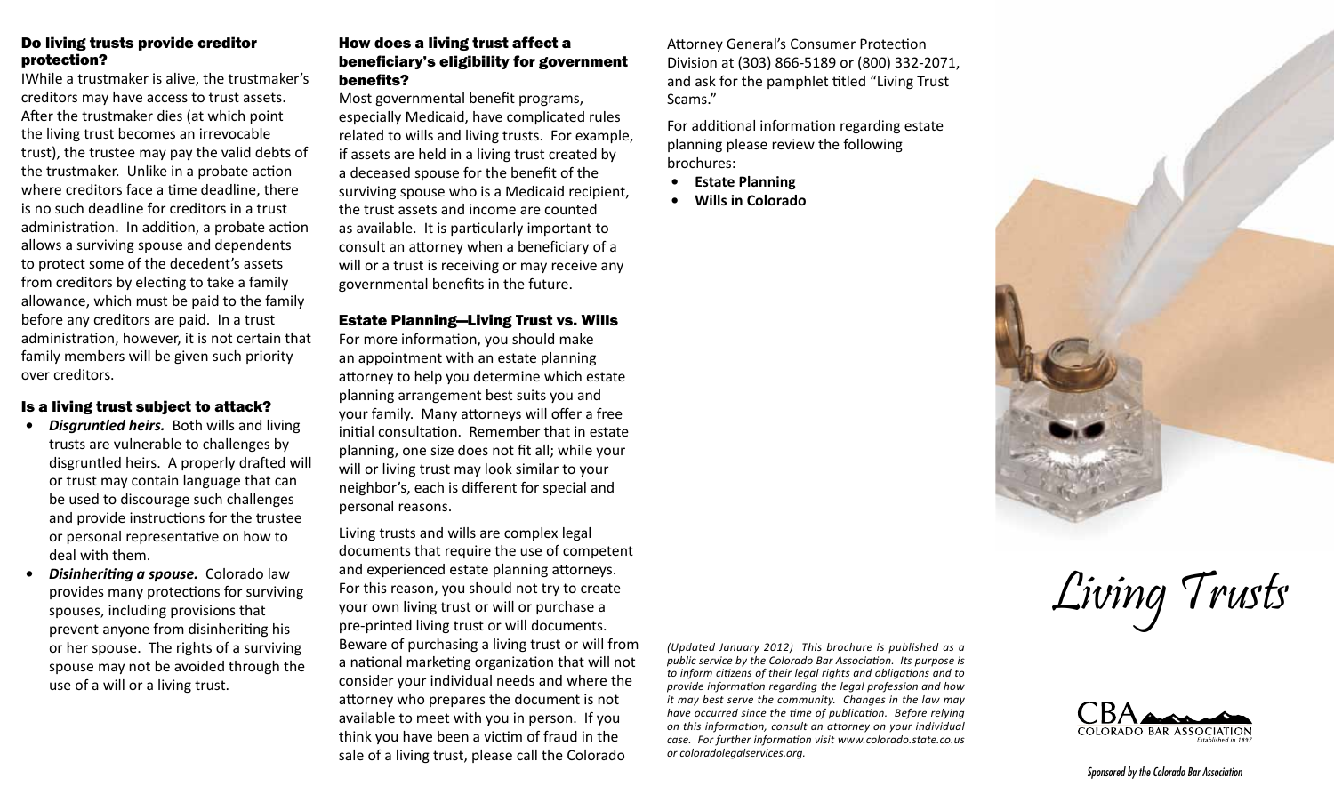### Do living trusts provide creditor protection?

IWhile a trustmaker is alive, the trustmaker's creditors may have access to trust assets. After the trustmaker dies (at which point the living trust becomes an irrevocable trust), the trustee may pay the valid debts of the trustmaker. Unlike in a probate action where creditors face a time deadline, there is no such deadline for creditors in a trust administration. In addition, a probate action allows a surviving spouse and dependents to protect some of the decedent's assets from creditors by electing to take a family allowance, which must be paid to the family before any creditors are paid. In a trust administration, however, it is not certain that family members will be given such priority over creditors.

### Is a living trust subject to attack?

- ***Disgruntled heirs.*** Both wills and living trusts are vulnerable to challenges by disgruntled heirs. A properly drafted will or trust may contain language that can be used to discourage such challenges and provide instructions for the trustee or personal representative on how to deal with them.
- ***Disinheriting a spouse.*** Colorado law provides many protections for surviving spouses, including provisions that prevent anyone from disinheriting his or her spouse. The rights of a surviving spouse may not be avoided through the use of a will or a living trust.

### How does a living trust affect a beneficiary's eligibility for government benefits?

Most governmental benefit programs, especially Medicaid, have complicated rules related to wills and living trusts. For example, if assets are held in a living trust created by a deceased spouse for the benefit of the surviving spouse who is a Medicaid recipient, the trust assets and income are counted as available. It is particularly important to consult an attorney when a beneficiary of a will or a trust is receiving or may receive any governmental benefits in the future.

### Estate Planning—Living Trust vs. Wills

For more information, you should make an appointment with an estate planning attorney to help you determine which estate planning arrangement best suits you and your family. Many attorneys will offer a free initial consultation. Remember that in estate planning, one size does not fit all; while your will or living trust may look similar to your neighbor's, each is different for special and personal reasons.

Living trusts and wills are complex legal documents that require the use of competent and experienced estate planning attorneys. For this reason, you should not try to create your own living trust or will or purchase a pre-printed living trust or will documents. Beware of purchasing a living trust or will from a national marketing organization that will not consider your individual needs and where the attorney who prepares the document is not available to meet with you in person. If you think you have been a victim of fraud in the sale of a living trust, please call the Colorado Attorney General's Consumer Protection Division at (303) 866-5189 or (800) 332-2071, and ask for the pamphlet titled "Living Trust Scams."

For additional information regarding estate planning please review the following brochures:

- **Estate Planning**
- **Wills in Colorado**

*(Updated January 2012) This brochure is published as a public service by the Colorado Bar Association. Its purpose is to inform citizens of their legal rights and obligations and to provide information regarding the legal profession and how it may best serve the community. Changes in the law may have occurred since the time of publication. Before relying on this information, consult an attorney on your individual case. For further information visit www.colorado.state.co.us or coloradolegalservices.org.*

# Living Trusts

CBA COLORADO BAR ASSOCIATION Established in 1897

*Sponsored by the Colorado Bar Association*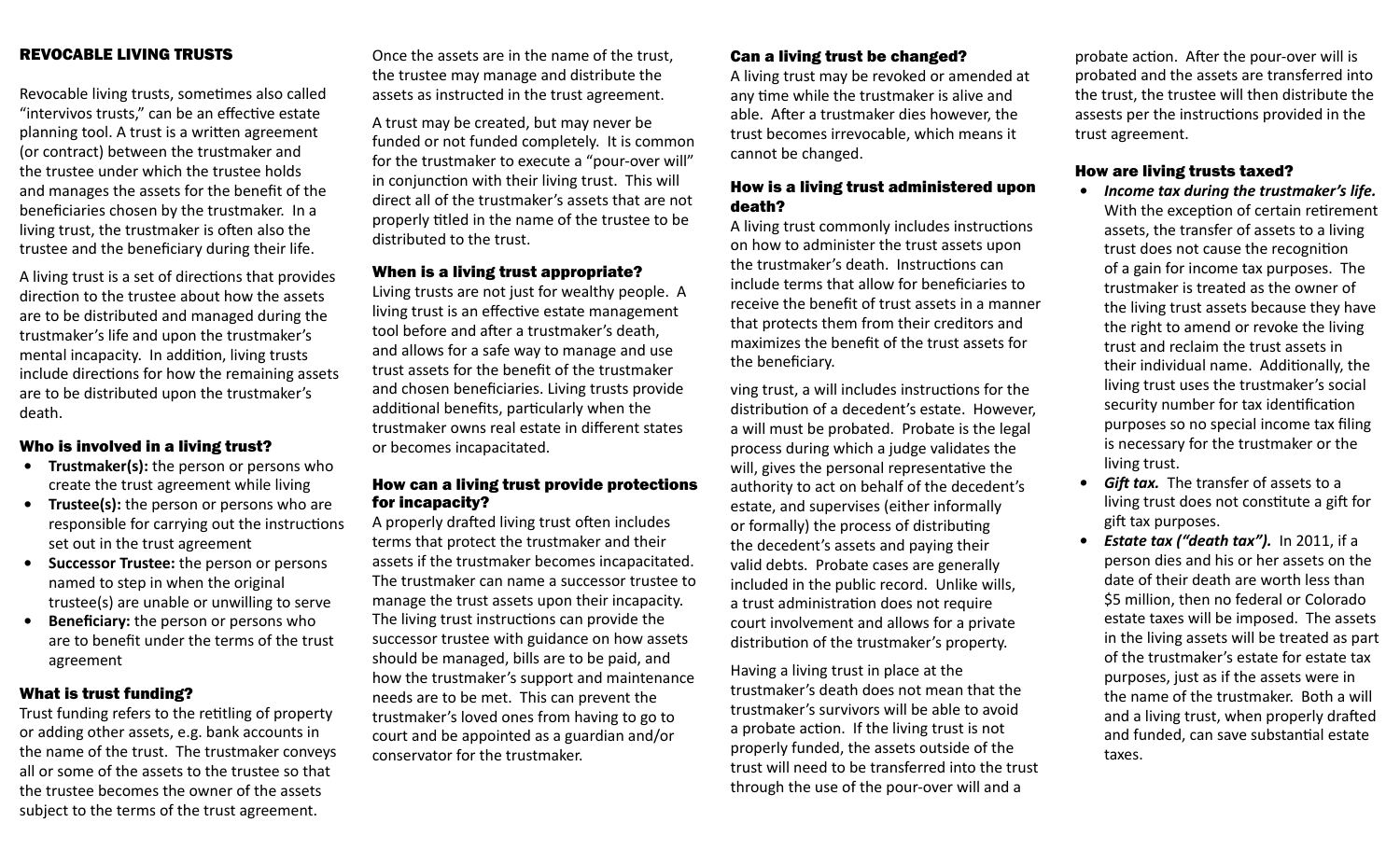## REVOCABLE LIVING TRUSTS

Revocable living trusts, sometimes also called "intervivos trusts," can be an effective estate planning tool. A trust is a written agreement (or contract) between the trustmaker and the trustee under which the trustee holds and manages the assets for the benefit of the beneficiaries chosen by the trustmaker. In a living trust, the trustmaker is often also the trustee and the beneficiary during their life.

A living trust is a set of directions that provides direction to the trustee about how the assets are to be distributed and managed during the trustmaker's life and upon the trustmaker's mental incapacity. In addition, living trusts include directions for how the remaining assets are to be distributed upon the trustmaker's death.

### Who is involved in a living trust?

- **Trustmaker(s):** the person or persons who create the trust agreement while living
- **Trustee(s):** the person or persons who are responsible for carrying out the instructions set out in the trust agreement
- **Successor Trustee:** the person or persons named to step in when the original trustee(s) are unable or unwilling to serve
- **Beneficiary:** the person or persons who are to benefit under the terms of the trust agreement

### What is trust funding?

Trust funding refers to the retitling of property or adding other assets, e.g. bank accounts in the name of the trust. The trustmaker conveys all or some of the assets to the trustee so that the trustee becomes the owner of the assets subject to the terms of the trust agreement.

Once the assets are in the name of the trust, the trustee may manage and distribute the assets as instructed in the trust agreement.

A trust may be created, but may never be funded or not funded completely. It is common for the trustmaker to execute a "pour-over will" in conjunction with their living trust. This will direct all of the trustmaker's assets that are not properly titled in the name of the trustee to be distributed to the trust.

### When is a living trust appropriate?

Living trusts are not just for wealthy people. A living trust is an effective estate management tool before and after a trustmaker's death, and allows for a safe way to manage and use trust assets for the benefit of the trustmaker and chosen beneficiaries. Living trusts provide additional benefits, particularly when the trustmaker owns real estate in different states or becomes incapacitated.

### How can a living trust provide protections for incapacity?

A properly drafted living trust often includes terms that protect the trustmaker and their assets if the trustmaker becomes incapacitated. The trustmaker can name a successor trustee to manage the trust assets upon their incapacity. The living trust instructions can provide the successor trustee with guidance on how assets should be managed, bills are to be paid, and how the trustmaker's support and maintenance needs are to be met. This can prevent the trustmaker's loved ones from having to go to court and be appointed as a guardian and/or conservator for the trustmaker.

### Can a living trust be changed?

A living trust may be revoked or amended at any time while the trustmaker is alive and able. After a trustmaker dies however, the trust becomes irrevocable, which means it cannot be changed.

### How is a living trust administered upon death?

A living trust commonly includes instructions on how to administer the trust assets upon the trustmaker's death. Instructions can include terms that allow for beneficiaries to receive the benefit of trust assets in a manner that protects them from their creditors and maximizes the benefit of the trust assets for the beneficiary.

ving trust, a will includes instructions for the distribution of a decedent's estate. However, a will must be probated. Probate is the legal process during which a judge validates the will, gives the personal representative the authority to act on behalf of the decedent's estate, and supervises (either informally or formally) the process of distributing the decedent's assets and paying their valid debts. Probate cases are generally included in the public record. Unlike wills, a trust administration does not require court involvement and allows for a private distribution of the trustmaker's property.

Having a living trust in place at the trustmaker's death does not mean that the trustmaker's survivors will be able to avoid a probate action. If the living trust is not properly funded, the assets outside of the trust will need to be transferred into the trust through the use of the pour-over will and a probate action. After the pour-over will is probated and the assets are transferred into the trust, the trustee will then distribute the assests per the instructions provided in the trust agreement.

### How are living trusts taxed?

- ***Income tax during the trustmaker's life.*** With the exception of certain retirement assets, the transfer of assets to a living trust does not cause the recognition of a gain for income tax purposes. The trustmaker is treated as the owner of the living trust assets because they have the right to amend or revoke the living trust and reclaim the trust assets in their individual name. Additionally, the living trust uses the trustmaker's social security number for tax identification purposes so no special income tax filing is necessary for the trustmaker or the living trust.
- ***Gift tax.*** The transfer of assets to a living trust does not constitute a gift for gift tax purposes.
- ***Estate tax ("death tax").*** In 2011, if a person dies and his or her assets on the date of their death are worth less than $5 million, then no federal or Colorado estate taxes will be imposed. The assets in the living assets will be treated as part of the trustmaker's estate for estate tax purposes, just as if the assets were in the name of the trustmaker. Both a will and a living trust, when properly drafted and funded, can save substantial estate taxes.